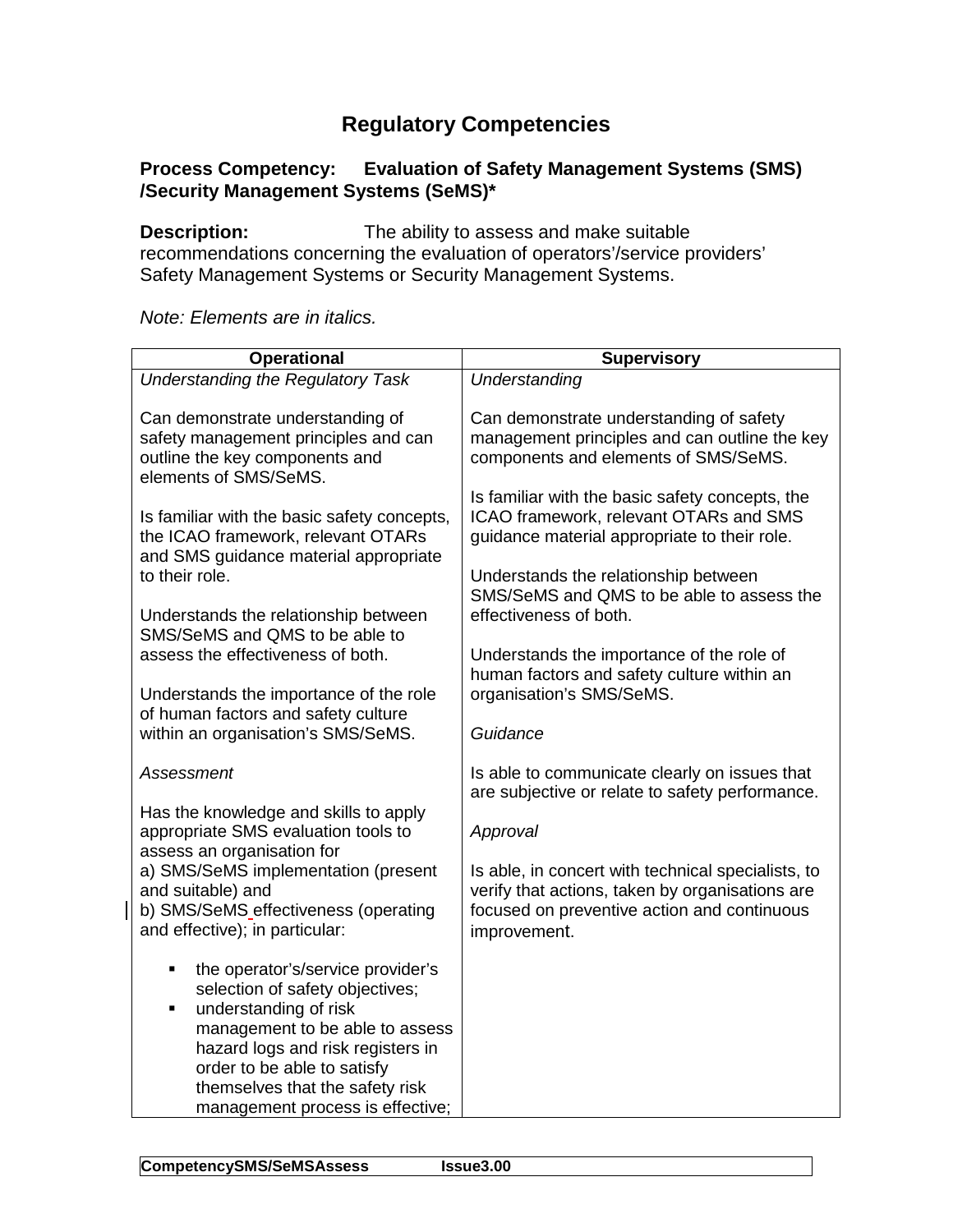# Regulatory Competencies

**Process Competency: Evaluation of Safety Management Systems (SMS) /Security Management Systems (SeMS)\***

**Description:** The ability to assess and make suitable recommendations concerning the evaluation of operators'/service providers' Safety Management Systems or Security Management Systems.

*Note: Elements are in italics.*

| Operational | Supervisory |
|---|---|
| *Understanding the Regulatory Task*<br><br>Can demonstrate understanding of safety management principles and can outline the key components and elements of SMS/SeMS.<br><br>Is familiar with the basic safety concepts, the ICAO framework, relevant OTARs and SMS guidance material appropriate to their role.<br><br>Understands the relationship between SMS/SeMS and QMS to be able to assess the effectiveness of both.<br><br>Understands the importance of the role of human factors and safety culture within an organisation's SMS/SeMS.<br><br>*Assessment*<br><br>Has the knowledge and skills to apply appropriate SMS evaluation tools to assess an organisation for<br>a) SMS/SeMS implementation (present and suitable) and<br>b) SMS/SeMS effectiveness (operating and effective); in particular:<br><br>▪ the operator's/service provider's selection of safety objectives;<br>▪ understanding of risk management to be able to assess hazard logs and risk registers in order to be able to satisfy themselves that the safety risk management process is effective; | *Understanding*<br><br>Can demonstrate understanding of safety management principles and can outline the key components and elements of SMS/SeMS.<br><br>Is familiar with the basic safety concepts, the ICAO framework, relevant OTARs and SMS guidance material appropriate to their role.<br><br>Understands the relationship between SMS/SeMS and QMS to be able to assess the effectiveness of both.<br><br>Understands the importance of the role of human factors and safety culture within an organisation's SMS/SeMS.<br><br>*Guidance*<br><br>Is able to communicate clearly on issues that are subjective or relate to safety performance.<br><br>*Approval*<br><br>Is able, in concert with technical specialists, to verify that actions, taken by organisations are focused on preventive action and continuous improvement. |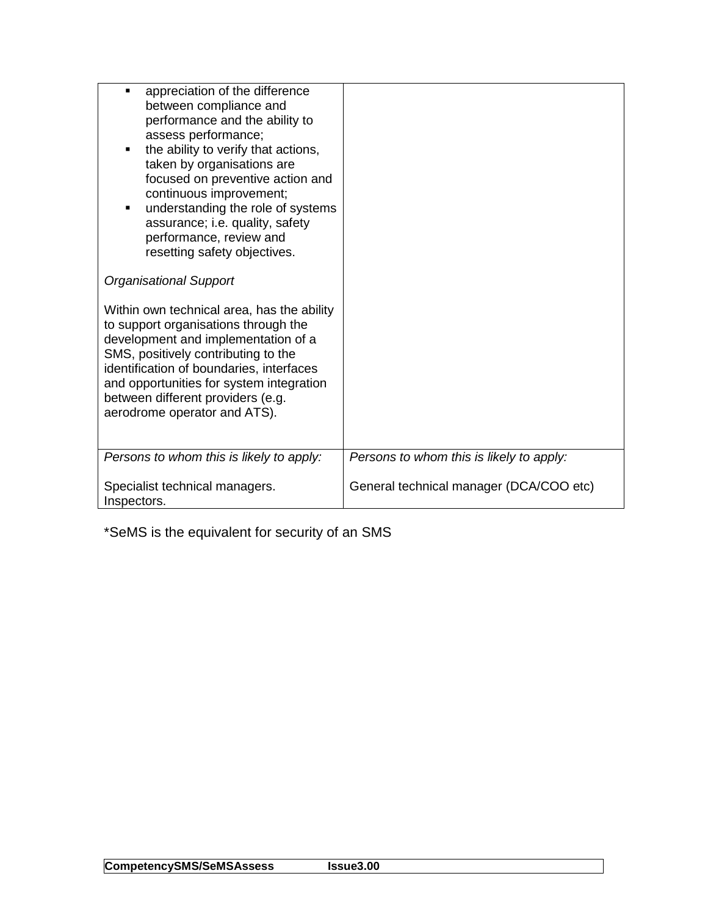| | |
|---|---|
| <ul><li>appreciation of the difference between compliance and performance and the ability to assess performance;</li><li>the ability to verify that actions, taken by organisations are focused on preventive action and continuous improvement;</li><li>understanding the role of systems assurance; i.e. quality, safety performance, review and resetting safety objectives.</li></ul>*Organisational Support*<br><br>Within own technical area, has the ability to support organisations through the development and implementation of a SMS, positively contributing to the identification of boundaries, interfaces and opportunities for system integration between different providers (e.g. aerodrome operator and ATS). | |
| *Persons to whom this is likely to apply:*<br><br>Specialist technical managers.<br>Inspectors. | *Persons to whom this is likely to apply:*<br><br>General technical manager (DCA/COO etc) |

*SeMS is the equivalent for security of an SMS